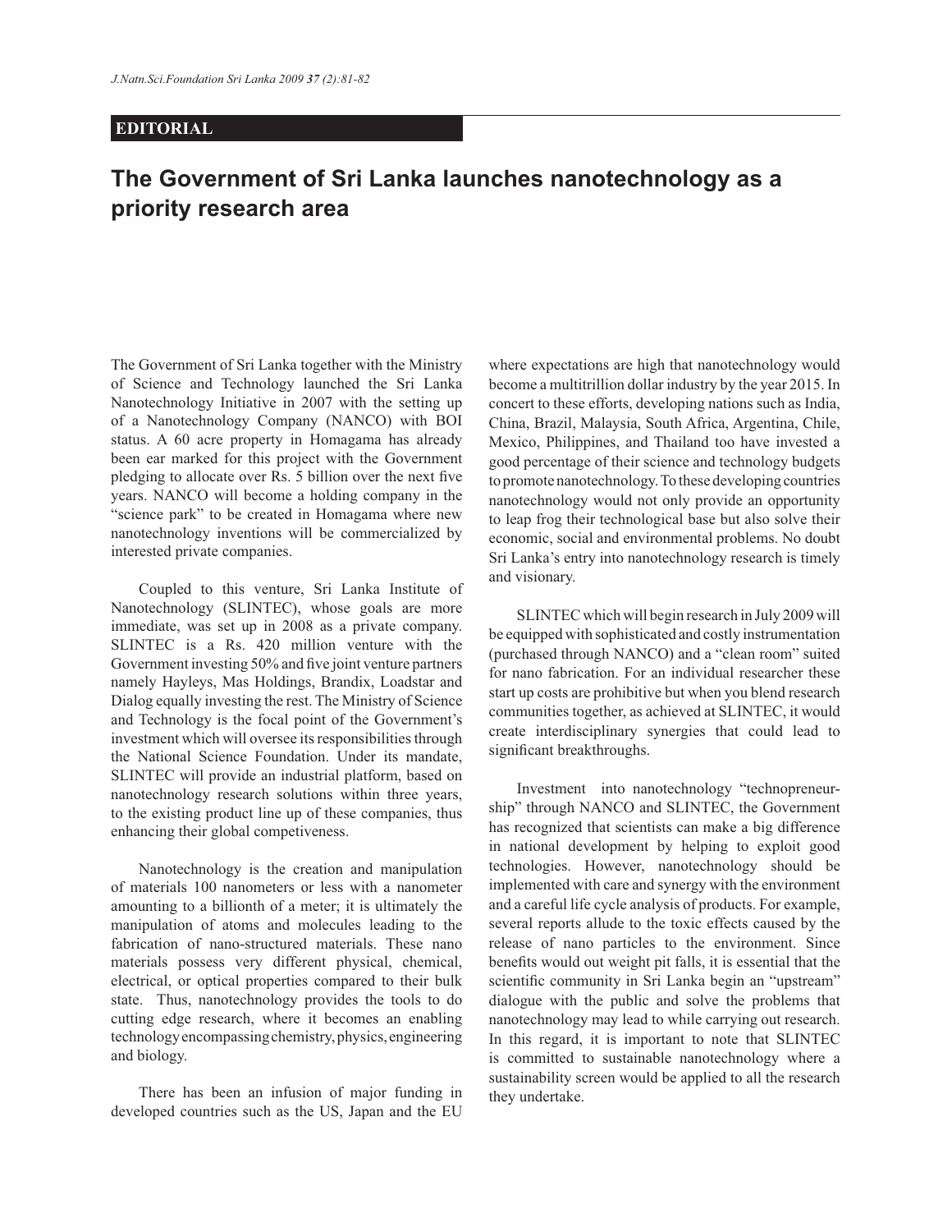**EDITORIAL**

# The Government of Sri Lanka launches nanotechnology as a priority research area

The Government of Sri Lanka together with the Ministry of Science and Technology launched the Sri Lanka Nanotechnology Initiative in 2007 with the setting up of a Nanotechnology Company (NANCO) with BOI status. A 60 acre property in Homagama has already been ear marked for this project with the Government pledging to allocate over Rs. 5 billion over the next five years. NANCO will become a holding company in the "science park" to be created in Homagama where new nanotechnology inventions will be commercialized by interested private companies.

Coupled to this venture, Sri Lanka Institute of Nanotechnology (SLINTEC), whose goals are more immediate, was set up in 2008 as a private company. SLINTEC is a Rs. 420 million venture with the Government investing 50% and five joint venture partners namely Hayleys, Mas Holdings, Brandix, Loadstar and Dialog equally investing the rest. The Ministry of Science and Technology is the focal point of the Government's investment which will oversee its responsibilities through the National Science Foundation. Under its mandate, SLINTEC will provide an industrial platform, based on nanotechnology research solutions within three years, to the existing product line up of these companies, thus enhancing their global competiveness.

Nanotechnology is the creation and manipulation of materials 100 nanometers or less with a nanometer amounting to a billionth of a meter; it is ultimately the manipulation of atoms and molecules leading to the fabrication of nano-structured materials. These nano materials possess very different physical, chemical, electrical, or optical properties compared to their bulk state. Thus, nanotechnology provides the tools to do cutting edge research, where it becomes an enabling technology encompassing chemistry, physics, engineering and biology.

There has been an infusion of major funding in developed countries such as the US, Japan and the EU where expectations are high that nanotechnology would become a multitrillion dollar industry by the year 2015. In concert to these efforts, developing nations such as India, China, Brazil, Malaysia, South Africa, Argentina, Chile, Mexico, Philippines, and Thailand too have invested a good percentage of their science and technology budgets to promote nanotechnology. To these developing countries nanotechnology would not only provide an opportunity to leap frog their technological base but also solve their economic, social and environmental problems. No doubt Sri Lanka's entry into nanotechnology research is timely and visionary.

SLINTEC which will begin research in July 2009 will be equipped with sophisticated and costly instrumentation (purchased through NANCO) and a "clean room" suited for nano fabrication. For an individual researcher these start up costs are prohibitive but when you blend research communities together, as achieved at SLINTEC, it would create interdisciplinary synergies that could lead to significant breakthroughs.

Investment into nanotechnology "technopreneurship" through NANCO and SLINTEC, the Government has recognized that scientists can make a big difference in national development by helping to exploit good technologies. However, nanotechnology should be implemented with care and synergy with the environment and a careful life cycle analysis of products. For example, several reports allude to the toxic effects caused by the release of nano particles to the environment. Since benefits would out weight pit falls, it is essential that the scientific community in Sri Lanka begin an "upstream" dialogue with the public and solve the problems that nanotechnology may lead to while carrying out research. In this regard, it is important to note that SLINTEC is committed to sustainable nanotechnology where a sustainability screen would be applied to all the research they undertake.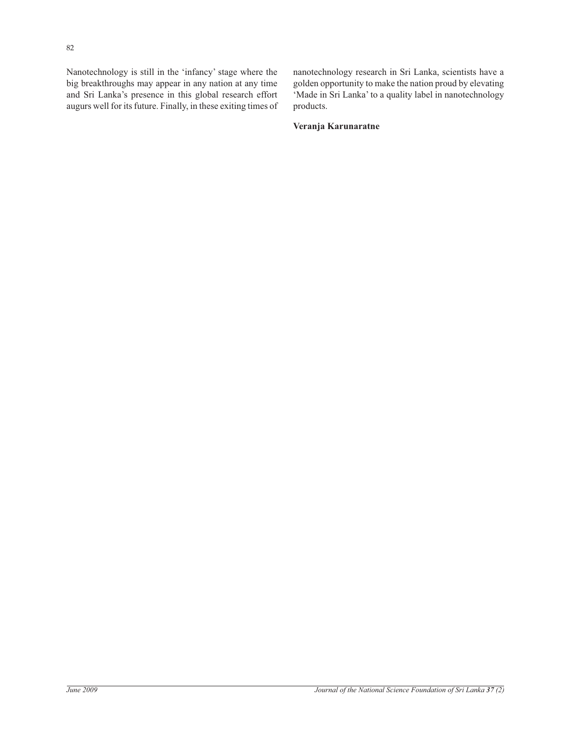Nanotechnology is still in the 'infancy' stage where the big breakthroughs may appear in any nation at any time and Sri Lanka's presence in this global research effort augurs well for its future. Finally, in these exiting times of nanotechnology research in Sri Lanka, scientists have a golden opportunity to make the nation proud by elevating 'Made in Sri Lanka' to a quality label in nanotechnology products.

**Veranja Karunaratne**